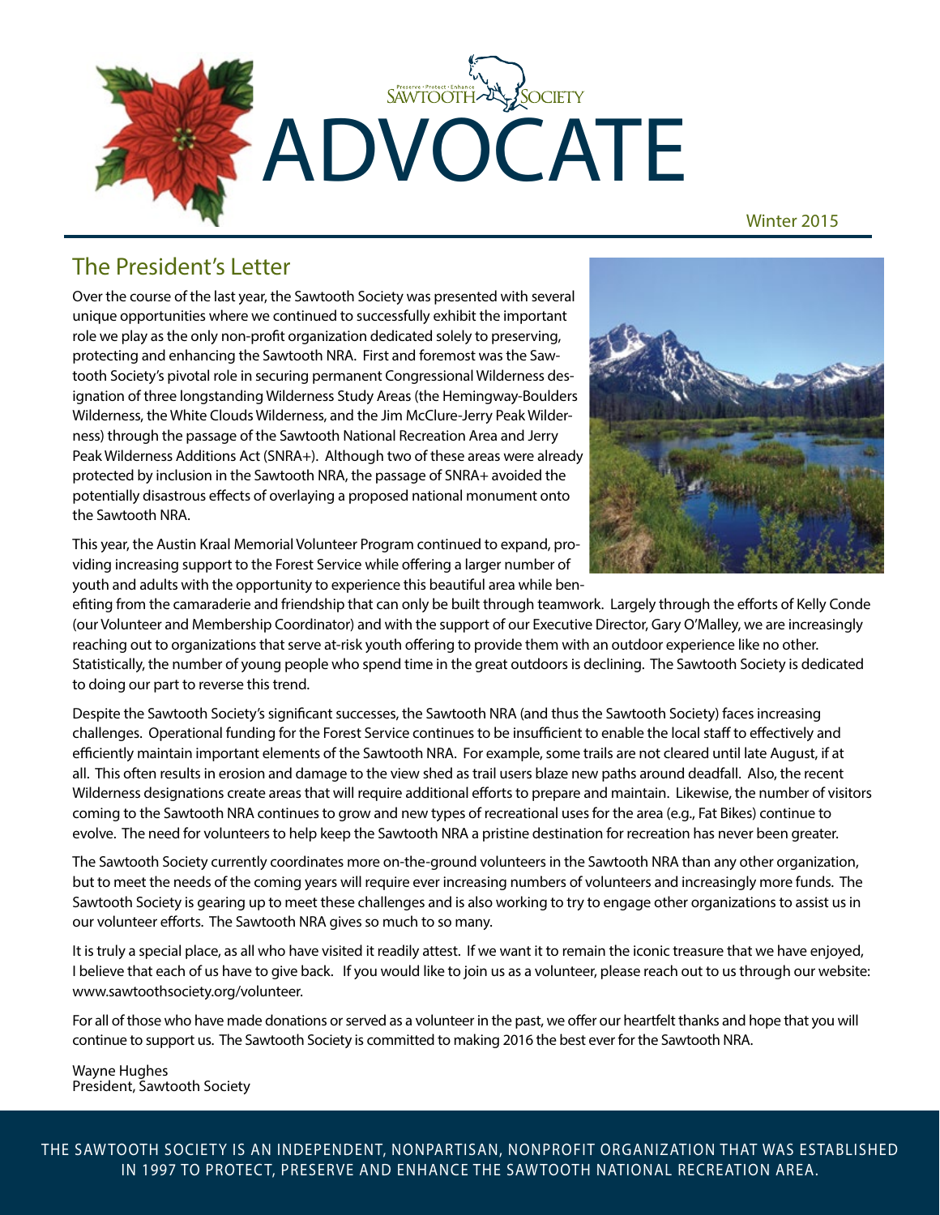Preserve • Protect • Enhance SAWTOOTH SOCIETY

# ADVOCATE

Winter 2015

## The President's Letter

Over the course of the last year, the Sawtooth Society was presented with several unique opportunities where we continued to successfully exhibit the important role we play as the only non-profit organization dedicated solely to preserving, protecting and enhancing the Sawtooth NRA. First and foremost was the Sawtooth Society's pivotal role in securing permanent Congressional Wilderness designation of three longstanding Wilderness Study Areas (the Hemingway-Boulders Wilderness, the White Clouds Wilderness, and the Jim McClure-Jerry Peak Wilderness) through the passage of the Sawtooth National Recreation Area and Jerry Peak Wilderness Additions Act (SNRA+). Although two of these areas were already protected by inclusion in the Sawtooth NRA, the passage of SNRA+ avoided the potentially disastrous effects of overlaying a proposed national monument onto the Sawtooth NRA.

This year, the Austin Kraal Memorial Volunteer Program continued to expand, providing increasing support to the Forest Service while offering a larger number of youth and adults with the opportunity to experience this beautiful area while benefiting from the camaraderie and friendship that can only be built through teamwork. Largely through the efforts of Kelly Conde (our Volunteer and Membership Coordinator) and with the support of our Executive Director, Gary O'Malley, we are increasingly reaching out to organizations that serve at-risk youth offering to provide them with an outdoor experience like no other. Statistically, the number of young people who spend time in the great outdoors is declining. The Sawtooth Society is dedicated to doing our part to reverse this trend.

Despite the Sawtooth Society's significant successes, the Sawtooth NRA (and thus the Sawtooth Society) faces increasing challenges. Operational funding for the Forest Service continues to be insufficient to enable the local staff to effectively and efficiently maintain important elements of the Sawtooth NRA. For example, some trails are not cleared until late August, if at all. This often results in erosion and damage to the view shed as trail users blaze new paths around deadfall. Also, the recent Wilderness designations create areas that will require additional efforts to prepare and maintain. Likewise, the number of visitors coming to the Sawtooth NRA continues to grow and new types of recreational uses for the area (e.g., Fat Bikes) continue to evolve. The need for volunteers to help keep the Sawtooth NRA a pristine destination for recreation has never been greater.

The Sawtooth Society currently coordinates more on-the-ground volunteers in the Sawtooth NRA than any other organization, but to meet the needs of the coming years will require ever increasing numbers of volunteers and increasingly more funds. The Sawtooth Society is gearing up to meet these challenges and is also working to try to engage other organizations to assist us in our volunteer efforts. The Sawtooth NRA gives so much to so many.

It is truly a special place, as all who have visited it readily attest. If we want it to remain the iconic treasure that we have enjoyed, I believe that each of us have to give back. If you would like to join us as a volunteer, please reach out to us through our website: www.sawtoothsociety.org/volunteer.

For all of those who have made donations or served as a volunteer in the past, we offer our heartfelt thanks and hope that you will continue to support us. The Sawtooth Society is committed to making 2016 the best ever for the Sawtooth NRA.

Wayne Hughes
President, Sawtooth Society

THE SAWTOOTH SOCIETY IS AN INDEPENDENT, NONPARTISAN, NONPROFIT ORGANIZATION THAT WAS ESTABLISHED IN 1997 TO PROTECT, PRESERVE AND ENHANCE THE SAWTOOTH NATIONAL RECREATION AREA.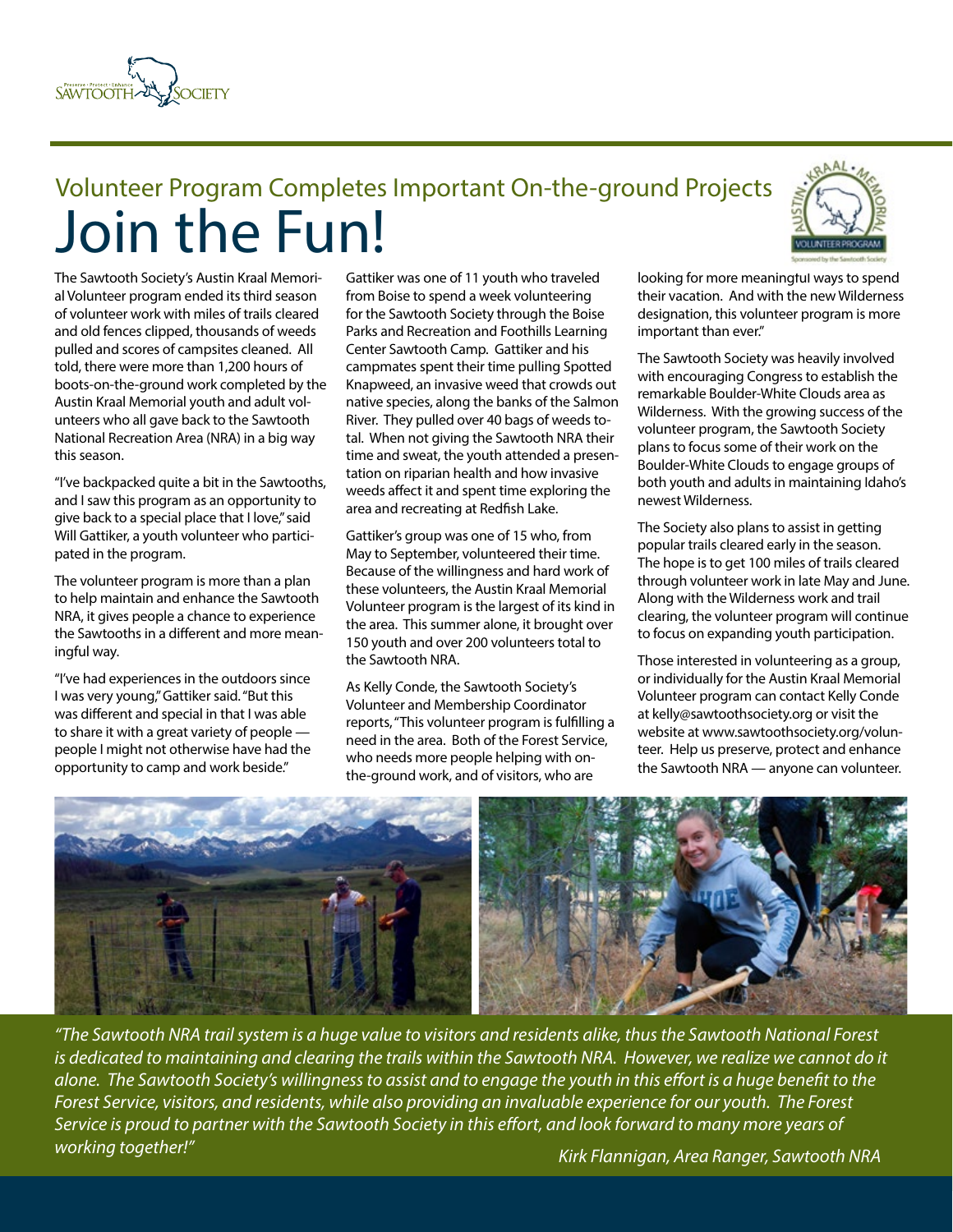## Volunteer Program Completes Important On-the-ground Projects

# Join the Fun!

The Sawtooth Society's Austin Kraal Memorial Volunteer program ended its third season of volunteer work with miles of trails cleared and old fences clipped, thousands of weeds pulled and scores of campsites cleaned. All told, there were more than 1,200 hours of boots-on-the-ground work completed by the Austin Kraal Memorial youth and adult volunteers who all gave back to the Sawtooth National Recreation Area (NRA) in a big way this season.

"I've backpacked quite a bit in the Sawtooths, and I saw this program as an opportunity to give back to a special place that I love," said Will Gattiker, a youth volunteer who participated in the program.

The volunteer program is more than a plan to help maintain and enhance the Sawtooth NRA, it gives people a chance to experience the Sawtooths in a different and more meaningful way.

"I've had experiences in the outdoors since I was very young," Gattiker said. "But this was different and special in that I was able to share it with a great variety of people — people I might not otherwise have had the opportunity to camp and work beside."

Gattiker was one of 11 youth who traveled from Boise to spend a week volunteering for the Sawtooth Society through the Boise Parks and Recreation and Foothills Learning Center Sawtooth Camp. Gattiker and his campmates spent their time pulling Spotted Knapweed, an invasive weed that crowds out native species, along the banks of the Salmon River. They pulled over 40 bags of weeds total. When not giving the Sawtooth NRA their time and sweat, the youth attended a presentation on riparian health and how invasive weeds affect it and spent time exploring the area and recreating at Redfish Lake.

Gattiker's group was one of 15 who, from May to September, volunteered their time. Because of the willingness and hard work of these volunteers, the Austin Kraal Memorial Volunteer program is the largest of its kind in the area. This summer alone, it brought over 150 youth and over 200 volunteers total to the Sawtooth NRA.

As Kelly Conde, the Sawtooth Society's Volunteer and Membership Coordinator reports, "This volunteer program is fulfilling a need in the area. Both of the Forest Service, who needs more people helping with on-the-ground work, and of visitors, who are looking for more meaningful ways to spend their vacation. And with the new Wilderness designation, this volunteer program is more important than ever."

The Sawtooth Society was heavily involved with encouraging Congress to establish the remarkable Boulder-White Clouds area as Wilderness. With the growing success of the volunteer program, the Sawtooth Society plans to focus some of their work on the Boulder-White Clouds to engage groups of both youth and adults in maintaining Idaho's newest Wilderness.

The Society also plans to assist in getting popular trails cleared early in the season. The hope is to get 100 miles of trails cleared through volunteer work in late May and June. Along with the Wilderness work and trail clearing, the volunteer program will continue to focus on expanding youth participation.

Those interested in volunteering as a group, or individually for the Austin Kraal Memorial Volunteer program can contact Kelly Conde at kelly@sawtoothsociety.org or visit the website at www.sawtoothsociety.org/volunteer. Help us preserve, protect and enhance the Sawtooth NRA — anyone can volunteer.

*"The Sawtooth NRA trail system is a huge value to visitors and residents alike, thus the Sawtooth National Forest is dedicated to maintaining and clearing the trails within the Sawtooth NRA. However, we realize we cannot do it alone. The Sawtooth Society's willingness to assist and to engage the youth in this effort is a huge benefit to the Forest Service, visitors, and residents, while also providing an invaluable experience for our youth. The Forest Service is proud to partner with the Sawtooth Society in this effort, and look forward to many more years of working together!"*

*Kirk Flannigan, Area Ranger, Sawtooth NRA*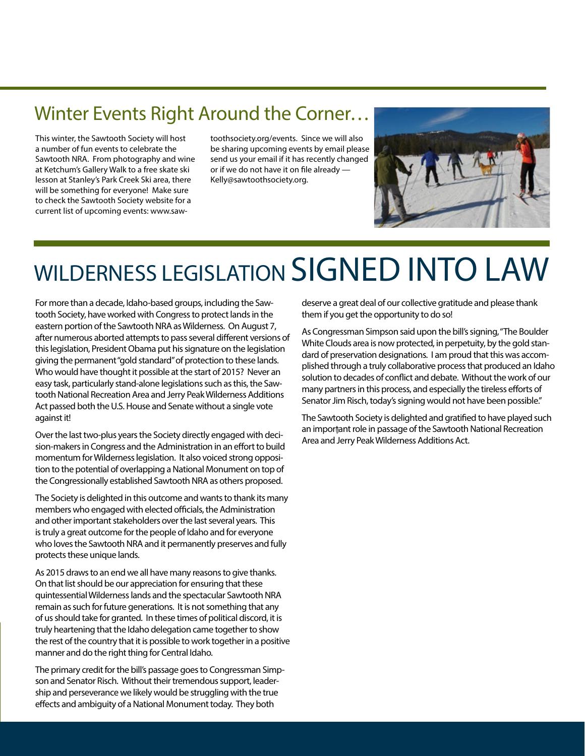## Winter Events Right Around the Corner…

This winter, the Sawtooth Society will host a number of fun events to celebrate the Sawtooth NRA. From photography and wine at Ketchum's Gallery Walk to a free skate ski lesson at Stanley's Park Creek Ski area, there will be something for everyone! Make sure to check the Sawtooth Society website for a current list of upcoming events: www.sawtoothsociety.org/events. Since we will also be sharing upcoming events by email please send us your email if it has recently changed or if we do not have it on file already — Kelly@sawtoothsociety.org.

# WILDERNESS LEGISLATION SIGNED INTO LAW

For more than a decade, Idaho-based groups, including the Sawtooth Society, have worked with Congress to protect lands in the eastern portion of the Sawtooth NRA as Wilderness. On August 7, after numerous aborted attempts to pass several different versions of this legislation, President Obama put his signature on the legislation giving the permanent "gold standard" of protection to these lands. Who would have thought it possible at the start of 2015? Never an easy task, particularly stand-alone legislations such as this, the Sawtooth National Recreation Area and Jerry Peak Wilderness Additions Act passed both the U.S. House and Senate without a single vote against it!

Over the last two-plus years the Society directly engaged with decision-makers in Congress and the Administration in an effort to build momentum for Wilderness legislation. It also voiced strong opposition to the potential of overlapping a National Monument on top of the Congressionally established Sawtooth NRA as others proposed.

The Society is delighted in this outcome and wants to thank its many members who engaged with elected officials, the Administration and other important stakeholders over the last several years. This is truly a great outcome for the people of Idaho and for everyone who loves the Sawtooth NRA and it permanently preserves and fully protects these unique lands.

As 2015 draws to an end we all have many reasons to give thanks. On that list should be our appreciation for ensuring that these quintessential Wilderness lands and the spectacular Sawtooth NRA remain as such for future generations. It is not something that any of us should take for granted. In these times of political discord, it is truly heartening that the Idaho delegation came together to show the rest of the country that it is possible to work together in a positive manner and do the right thing for Central Idaho.

The primary credit for the bill's passage goes to Congressman Simpson and Senator Risch. Without their tremendous support, leadership and perseverance we likely would be struggling with the true effects and ambiguity of a National Monument today. They both deserve a great deal of our collective gratitude and please thank them if you get the opportunity to do so!

As Congressman Simpson said upon the bill's signing, "The Boulder White Clouds area is now protected, in perpetuity, by the gold standard of preservation designations. I am proud that this was accomplished through a truly collaborative process that produced an Idaho solution to decades of conflict and debate. Without the work of our many partners in this process, and especially the tireless efforts of Senator Jim Risch, today's signing would not have been possible."

The Sawtooth Society is delighted and gratified to have played such an important role in passage of the Sawtooth National Recreation Area and Jerry Peak Wilderness Additions Act.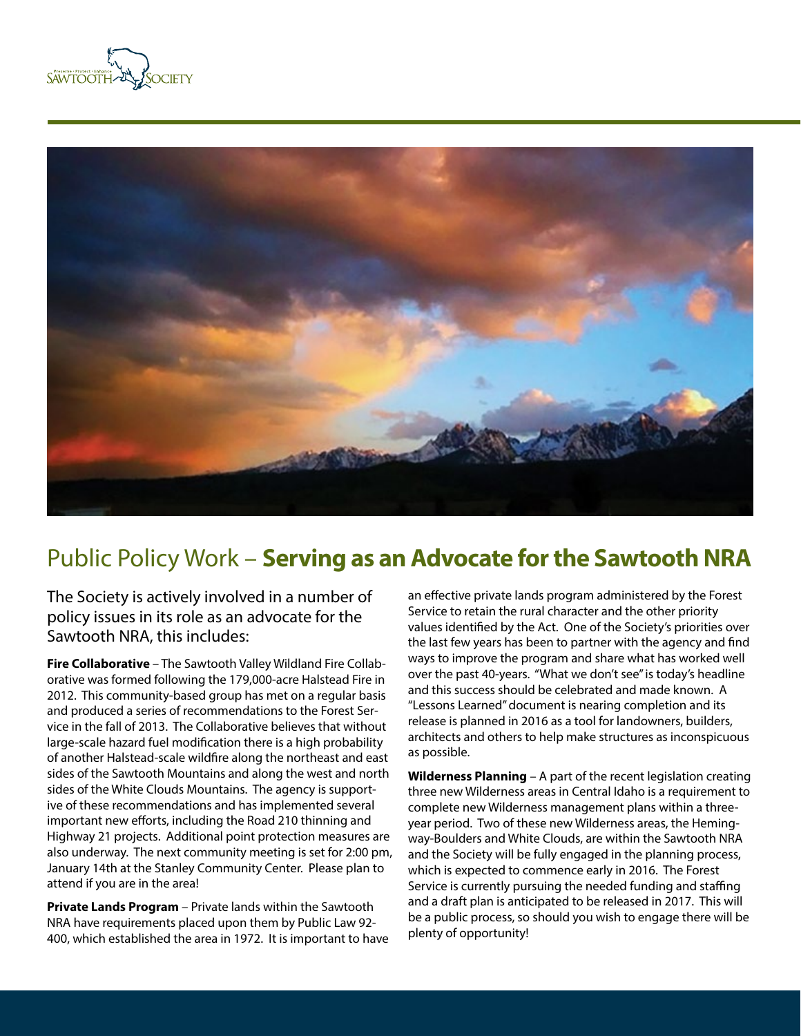# Public Policy Work – **Serving as an Advocate for the Sawtooth NRA**

The Society is actively involved in a number of policy issues in its role as an advocate for the Sawtooth NRA, this includes:

**Fire Collaborative** – The Sawtooth Valley Wildland Fire Collaborative was formed following the 179,000-acre Halstead Fire in 2012. This community-based group has met on a regular basis and produced a series of recommendations to the Forest Service in the fall of 2013. The Collaborative believes that without large-scale hazard fuel modification there is a high probability of another Halstead-scale wildfire along the northeast and east sides of the Sawtooth Mountains and along the west and north sides of the White Clouds Mountains. The agency is supportive of these recommendations and has implemented several important new efforts, including the Road 210 thinning and Highway 21 projects. Additional point protection measures are also underway. The next community meeting is set for 2:00 pm, January 14th at the Stanley Community Center. Please plan to attend if you are in the area!

**Private Lands Program** – Private lands within the Sawtooth NRA have requirements placed upon them by Public Law 92-400, which established the area in 1972. It is important to have an effective private lands program administered by the Forest Service to retain the rural character and the other priority values identified by the Act. One of the Society's priorities over the last few years has been to partner with the agency and find ways to improve the program and share what has worked well over the past 40-years. "What we don't see" is today's headline and this success should be celebrated and made known. A "Lessons Learned" document is nearing completion and its release is planned in 2016 as a tool for landowners, builders, architects and others to help make structures as inconspicuous as possible.

**Wilderness Planning** – A part of the recent legislation creating three new Wilderness areas in Central Idaho is a requirement to complete new Wilderness management plans within a three-year period. Two of these new Wilderness areas, the Hemingway-Boulders and White Clouds, are within the Sawtooth NRA and the Society will be fully engaged in the planning process, which is expected to commence early in 2016. The Forest Service is currently pursuing the needed funding and staffing and a draft plan is anticipated to be released in 2017. This will be a public process, so should you wish to engage there will be plenty of opportunity!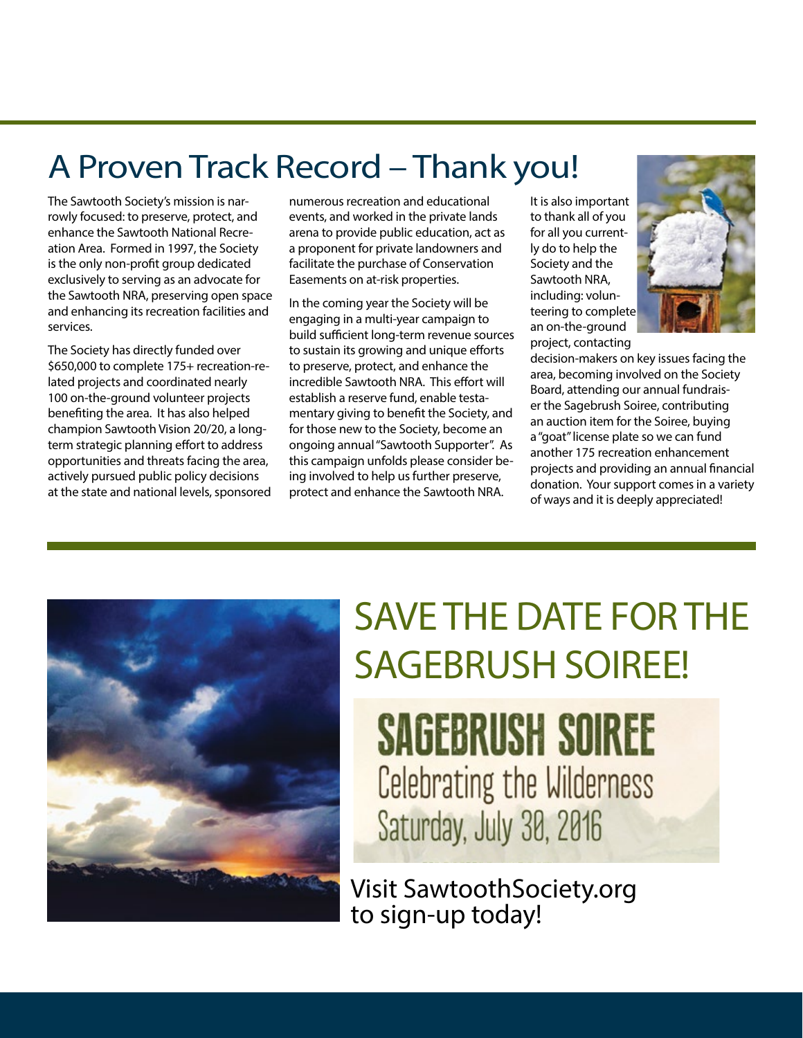# A Proven Track Record – Thank you!

The Sawtooth Society's mission is narrowly focused: to preserve, protect, and enhance the Sawtooth National Recreation Area. Formed in 1997, the Society is the only non-profit group dedicated exclusively to serving as an advocate for the Sawtooth NRA, preserving open space and enhancing its recreation facilities and services.

The Society has directly funded over $650,000 to complete 175+ recreation-related projects and coordinated nearly 100 on-the-ground volunteer projects benefiting the area. It has also helped champion Sawtooth Vision 20/20, a long-term strategic planning effort to address opportunities and threats facing the area, actively pursued public policy decisions at the state and national levels, sponsored numerous recreation and educational events, and worked in the private lands arena to provide public education, act as a proponent for private landowners and facilitate the purchase of Conservation Easements on at-risk properties.

In the coming year the Society will be engaging in a multi-year campaign to build sufficient long-term revenue sources to sustain its growing and unique efforts to preserve, protect, and enhance the incredible Sawtooth NRA. This effort will establish a reserve fund, enable testamentary giving to benefit the Society, and for those new to the Society, become an ongoing annual "Sawtooth Supporter". As this campaign unfolds please consider being involved to help us further preserve, protect and enhance the Sawtooth NRA.

It is also important to thank all of you for all you currently do to help the Society and the Sawtooth NRA, including: volunteering to complete an on-the-ground project, contacting decision-makers on key issues facing the area, becoming involved on the Society Board, attending our annual fundraiser the Sagebrush Soiree, contributing an auction item for the Soiree, buying a "goat" license plate so we can fund another 175 recreation enhancement projects and providing an annual financial donation. Your support comes in a variety of ways and it is deeply appreciated!

# SAVE THE DATE FOR THE SAGEBRUSH SOIREE!

**SAGEBRUSH SOIREE**
Celebrating the Wilderness
Saturday, July 30, 2016

Visit SawtoothSociety.org to sign-up today!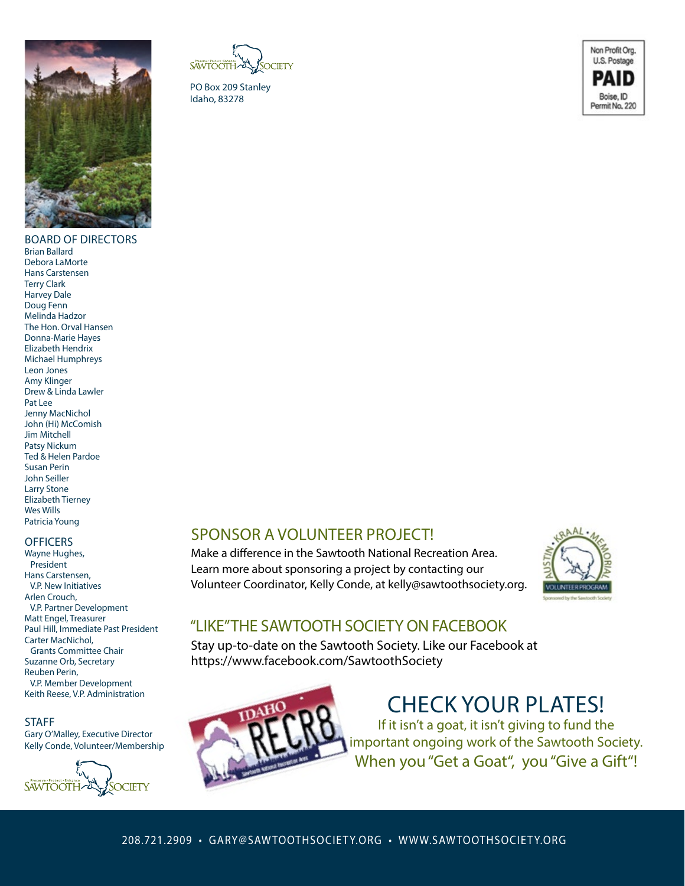SAWTOOTH SOCIETY

PO Box 209 Stanley
Idaho, 83278

Non Profit Org.
U.S. Postage
PAID
Boise, ID
Permit No. 220

## BOARD OF DIRECTORS

Brian Ballard
Debora LaMorte
Hans Carstensen
Terry Clark
Harvey Dale
Doug Fenn
Melinda Hadzor
The Hon. Orval Hansen
Donna-Marie Hayes
Elizabeth Hendrix
Michael Humphreys
Leon Jones
Amy Klinger
Drew & Linda Lawler
Pat Lee
Jenny MacNichol
John (Hi) McComish
Jim Mitchell
Patsy Nickum
Ted & Helen Pardoe
Susan Perin
John Seiller
Larry Stone
Elizabeth Tierney
Wes Wills
Patricia Young

## OFFICERS

Wayne Hughes, President
Hans Carstensen, V.P. New Initiatives
Arlen Crouch, V.P. Partner Development
Matt Engel, Treasurer
Paul Hill, Immediate Past President
Carter MacNichol, Grants Committee Chair
Suzanne Orb, Secretary
Reuben Perin, V.P. Member Development
Keith Reese, V.P. Administration

## STAFF

Gary O'Malley, Executive Director
Kelly Conde, Volunteer/Membership

## SPONSOR A VOLUNTEER PROJECT!

Make a difference in the Sawtooth National Recreation Area. Learn more about sponsoring a project by contacting our Volunteer Coordinator, Kelly Conde, at kelly@sawtoothsociety.org.

## "LIKE" THE SAWTOOTH SOCIETY ON FACEBOOK

Stay up-to-date on the Sawtooth Society. Like our Facebook at https://www.facebook.com/SawtoothSociety

## CHECK YOUR PLATES!

If it isn't a goat, it isn't giving to fund the important ongoing work of the Sawtooth Society.
When you "Get a Goat", you "Give a Gift"!

208.721.2909 • GARY@SAWTOOTHSOCIETY.ORG • WWW.SAWTOOTHSOCIETY.ORG